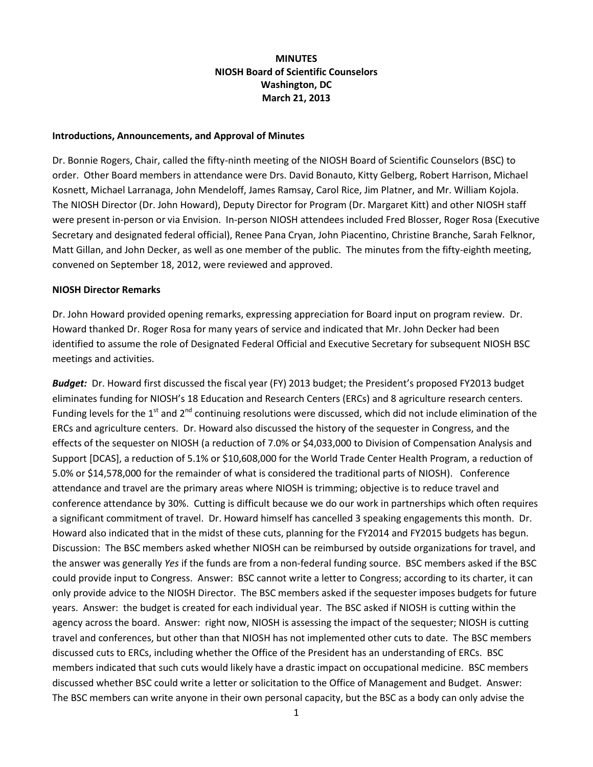# MINUTES
## NIOSH Board of Scientific Counselors
## Washington, DC
## March 21, 2013

**Introductions, Announcements, and Approval of Minutes**

Dr. Bonnie Rogers, Chair, called the fifty-ninth meeting of the NIOSH Board of Scientific Counselors (BSC) to order. Other Board members in attendance were Drs. David Bonauto, Kitty Gelberg, Robert Harrison, Michael Kosnett, Michael Larranaga, John Mendeloff, James Ramsay, Carol Rice, Jim Platner, and Mr. William Kojola. The NIOSH Director (Dr. John Howard), Deputy Director for Program (Dr. Margaret Kitt) and other NIOSH staff were present in-person or via Envision. In-person NIOSH attendees included Fred Blosser, Roger Rosa (Executive Secretary and designated federal official), Renee Pana Cryan, John Piacentino, Christine Branche, Sarah Felknor, Matt Gillan, and John Decker, as well as one member of the public. The minutes from the fifty-eighth meeting, convened on September 18, 2012, were reviewed and approved.

**NIOSH Director Remarks**

Dr. John Howard provided opening remarks, expressing appreciation for Board input on program review. Dr. Howard thanked Dr. Roger Rosa for many years of service and indicated that Mr. John Decker had been identified to assume the role of Designated Federal Official and Executive Secretary for subsequent NIOSH BSC meetings and activities.

***Budget:*** Dr. Howard first discussed the fiscal year (FY) 2013 budget; the President's proposed FY2013 budget eliminates funding for NIOSH's 18 Education and Research Centers (ERCs) and 8 agriculture research centers. Funding levels for the 1st and 2nd continuing resolutions were discussed, which did not include elimination of the ERCs and agriculture centers. Dr. Howard also discussed the history of the sequester in Congress, and the effects of the sequester on NIOSH (a reduction of 7.0% or $4,033,000 to Division of Compensation Analysis and Support [DCAS], a reduction of 5.1% or $10,608,000 for the World Trade Center Health Program, a reduction of 5.0% or $14,578,000 for the remainder of what is considered the traditional parts of NIOSH). Conference attendance and travel are the primary areas where NIOSH is trimming; objective is to reduce travel and conference attendance by 30%. Cutting is difficult because we do our work in partnerships which often requires a significant commitment of travel. Dr. Howard himself has cancelled 3 speaking engagements this month. Dr. Howard also indicated that in the midst of these cuts, planning for the FY2014 and FY2015 budgets has begun. Discussion: The BSC members asked whether NIOSH can be reimbursed by outside organizations for travel, and the answer was generally *Yes* if the funds are from a non-federal funding source. BSC members asked if the BSC could provide input to Congress. Answer: BSC cannot write a letter to Congress; according to its charter, it can only provide advice to the NIOSH Director. The BSC members asked if the sequester imposes budgets for future years. Answer: the budget is created for each individual year. The BSC asked if NIOSH is cutting within the agency across the board. Answer: right now, NIOSH is assessing the impact of the sequester; NIOSH is cutting travel and conferences, but other than that NIOSH has not implemented other cuts to date. The BSC members discussed cuts to ERCs, including whether the Office of the President has an understanding of ERCs. BSC members indicated that such cuts would likely have a drastic impact on occupational medicine. BSC members discussed whether BSC could write a letter or solicitation to the Office of Management and Budget. Answer: The BSC members can write anyone in their own personal capacity, but the BSC as a body can only advise the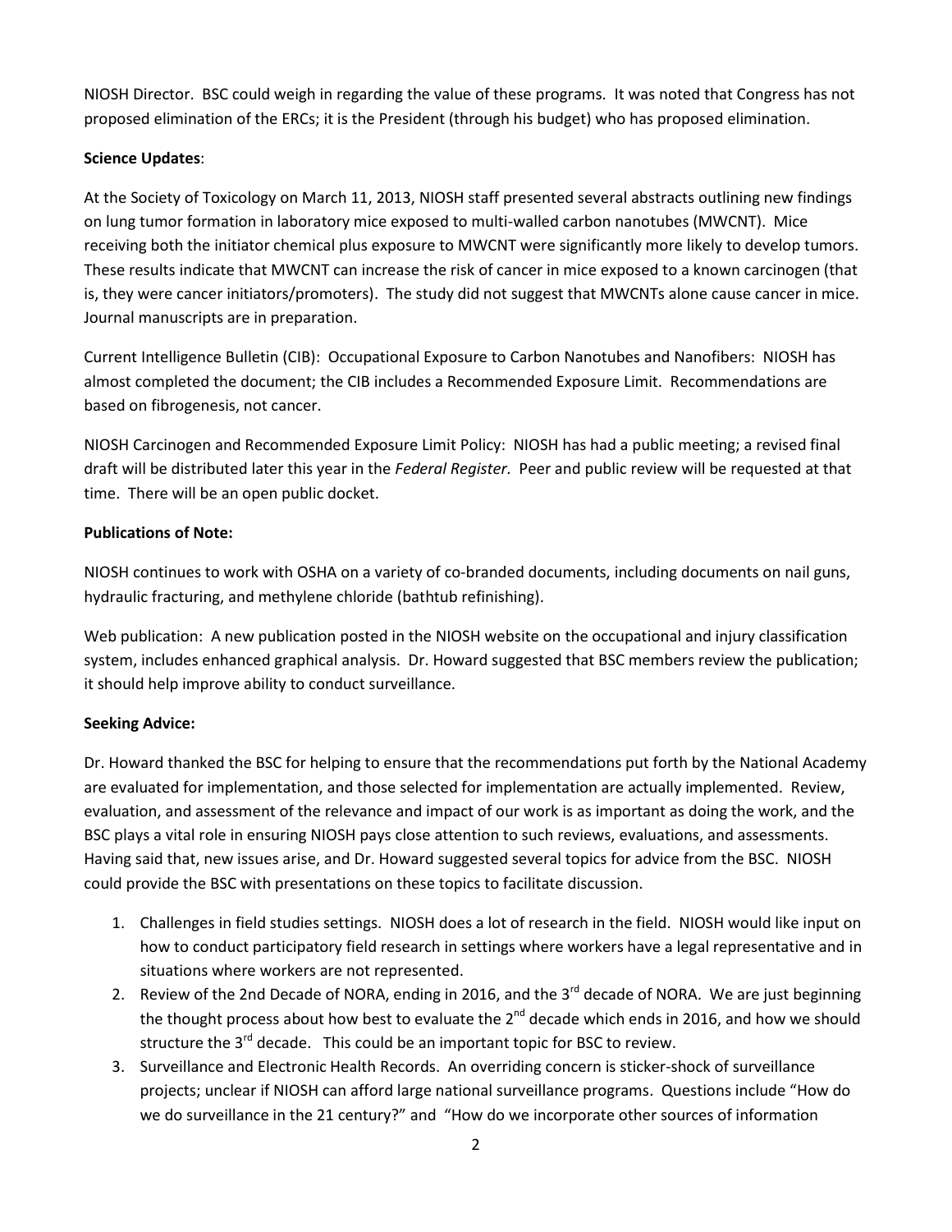NIOSH Director. BSC could weigh in regarding the value of these programs. It was noted that Congress has not proposed elimination of the ERCs; it is the President (through his budget) who has proposed elimination.

**Science Updates**:

At the Society of Toxicology on March 11, 2013, NIOSH staff presented several abstracts outlining new findings on lung tumor formation in laboratory mice exposed to multi-walled carbon nanotubes (MWCNT). Mice receiving both the initiator chemical plus exposure to MWCNT were significantly more likely to develop tumors. These results indicate that MWCNT can increase the risk of cancer in mice exposed to a known carcinogen (that is, they were cancer initiators/promoters). The study did not suggest that MWCNTs alone cause cancer in mice. Journal manuscripts are in preparation.

Current Intelligence Bulletin (CIB): Occupational Exposure to Carbon Nanotubes and Nanofibers: NIOSH has almost completed the document; the CIB includes a Recommended Exposure Limit. Recommendations are based on fibrogenesis, not cancer.

NIOSH Carcinogen and Recommended Exposure Limit Policy: NIOSH has had a public meeting; a revised final draft will be distributed later this year in the *Federal Register.* Peer and public review will be requested at that time. There will be an open public docket.

**Publications of Note:**

NIOSH continues to work with OSHA on a variety of co-branded documents, including documents on nail guns, hydraulic fracturing, and methylene chloride (bathtub refinishing).

Web publication: A new publication posted in the NIOSH website on the occupational and injury classification system, includes enhanced graphical analysis. Dr. Howard suggested that BSC members review the publication; it should help improve ability to conduct surveillance.

**Seeking Advice:**

Dr. Howard thanked the BSC for helping to ensure that the recommendations put forth by the National Academy are evaluated for implementation, and those selected for implementation are actually implemented. Review, evaluation, and assessment of the relevance and impact of our work is as important as doing the work, and the BSC plays a vital role in ensuring NIOSH pays close attention to such reviews, evaluations, and assessments. Having said that, new issues arise, and Dr. Howard suggested several topics for advice from the BSC. NIOSH could provide the BSC with presentations on these topics to facilitate discussion.

1. Challenges in field studies settings. NIOSH does a lot of research in the field. NIOSH would like input on how to conduct participatory field research in settings where workers have a legal representative and in situations where workers are not represented.
2. Review of the 2nd Decade of NORA, ending in 2016, and the 3rd decade of NORA. We are just beginning the thought process about how best to evaluate the 2nd decade which ends in 2016, and how we should structure the 3rd decade. This could be an important topic for BSC to review.
3. Surveillance and Electronic Health Records. An overriding concern is sticker-shock of surveillance projects; unclear if NIOSH can afford large national surveillance programs. Questions include "How do we do surveillance in the 21 century?" and "How do we incorporate other sources of information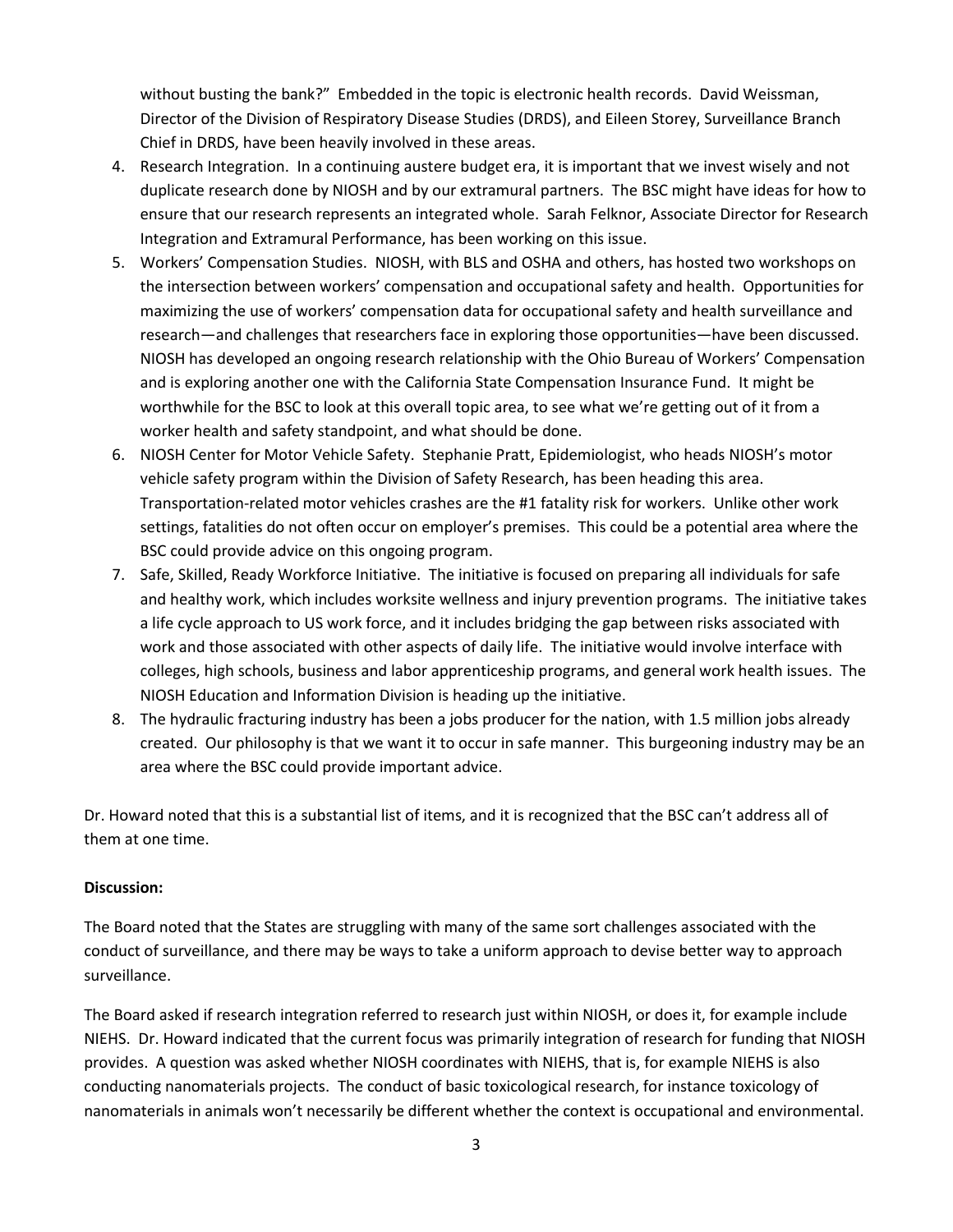without busting the bank?" Embedded in the topic is electronic health records. David Weissman, Director of the Division of Respiratory Disease Studies (DRDS), and Eileen Storey, Surveillance Branch Chief in DRDS, have been heavily involved in these areas.

4. Research Integration. In a continuing austere budget era, it is important that we invest wisely and not duplicate research done by NIOSH and by our extramural partners. The BSC might have ideas for how to ensure that our research represents an integrated whole. Sarah Felknor, Associate Director for Research Integration and Extramural Performance, has been working on this issue.
5. Workers' Compensation Studies. NIOSH, with BLS and OSHA and others, has hosted two workshops on the intersection between workers' compensation and occupational safety and health. Opportunities for maximizing the use of workers' compensation data for occupational safety and health surveillance and research—and challenges that researchers face in exploring those opportunities—have been discussed. NIOSH has developed an ongoing research relationship with the Ohio Bureau of Workers' Compensation and is exploring another one with the California State Compensation Insurance Fund. It might be worthwhile for the BSC to look at this overall topic area, to see what we're getting out of it from a worker health and safety standpoint, and what should be done.
6. NIOSH Center for Motor Vehicle Safety. Stephanie Pratt, Epidemiologist, who heads NIOSH's motor vehicle safety program within the Division of Safety Research, has been heading this area. Transportation-related motor vehicles crashes are the #1 fatality risk for workers. Unlike other work settings, fatalities do not often occur on employer's premises. This could be a potential area where the BSC could provide advice on this ongoing program.
7. Safe, Skilled, Ready Workforce Initiative. The initiative is focused on preparing all individuals for safe and healthy work, which includes worksite wellness and injury prevention programs. The initiative takes a life cycle approach to US work force, and it includes bridging the gap between risks associated with work and those associated with other aspects of daily life. The initiative would involve interface with colleges, high schools, business and labor apprenticeship programs, and general work health issues. The NIOSH Education and Information Division is heading up the initiative.
8. The hydraulic fracturing industry has been a jobs producer for the nation, with 1.5 million jobs already created. Our philosophy is that we want it to occur in safe manner. This burgeoning industry may be an area where the BSC could provide important advice.

Dr. Howard noted that this is a substantial list of items, and it is recognized that the BSC can't address all of them at one time.

**Discussion:**

The Board noted that the States are struggling with many of the same sort challenges associated with the conduct of surveillance, and there may be ways to take a uniform approach to devise better way to approach surveillance.

The Board asked if research integration referred to research just within NIOSH, or does it, for example include NIEHS. Dr. Howard indicated that the current focus was primarily integration of research for funding that NIOSH provides. A question was asked whether NIOSH coordinates with NIEHS, that is, for example NIEHS is also conducting nanomaterials projects. The conduct of basic toxicological research, for instance toxicology of nanomaterials in animals won't necessarily be different whether the context is occupational and environmental.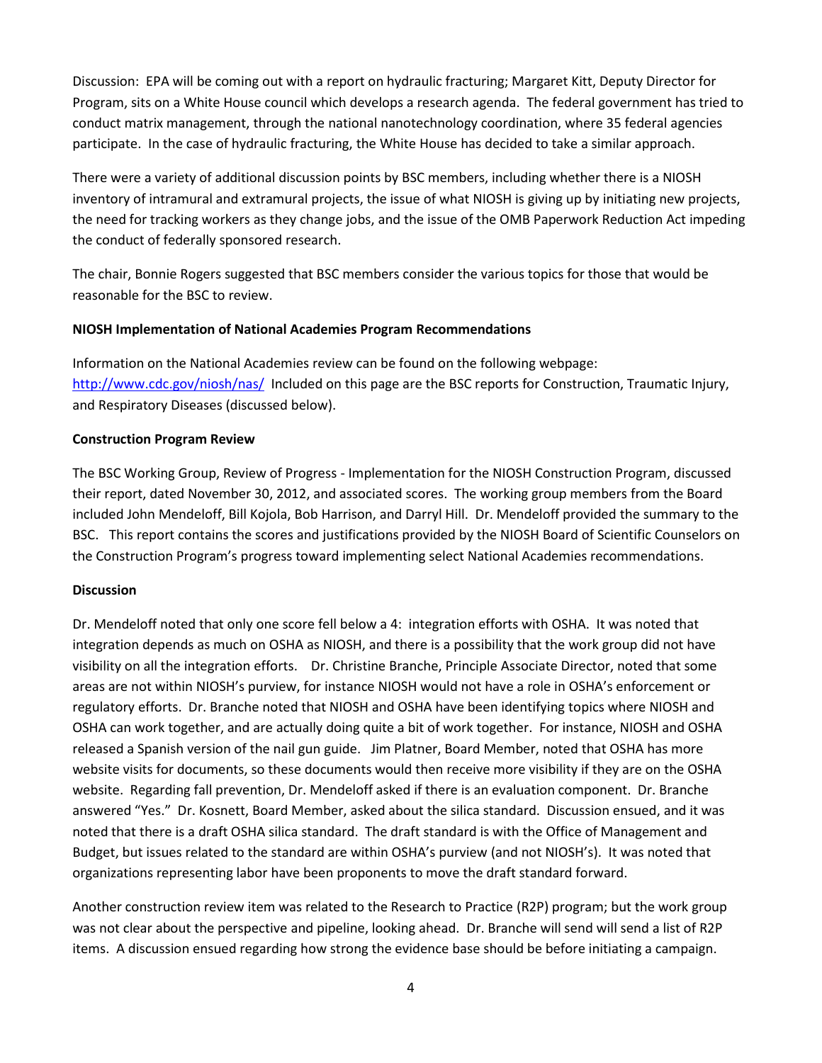Discussion: EPA will be coming out with a report on hydraulic fracturing; Margaret Kitt, Deputy Director for Program, sits on a White House council which develops a research agenda. The federal government has tried to conduct matrix management, through the national nanotechnology coordination, where 35 federal agencies participate. In the case of hydraulic fracturing, the White House has decided to take a similar approach.

There were a variety of additional discussion points by BSC members, including whether there is a NIOSH inventory of intramural and extramural projects, the issue of what NIOSH is giving up by initiating new projects, the need for tracking workers as they change jobs, and the issue of the OMB Paperwork Reduction Act impeding the conduct of federally sponsored research.

The chair, Bonnie Rogers suggested that BSC members consider the various topics for those that would be reasonable for the BSC to review.

**NIOSH Implementation of National Academies Program Recommendations**

Information on the National Academies review can be found on the following webpage: http://www.cdc.gov/niosh/nas/ Included on this page are the BSC reports for Construction, Traumatic Injury, and Respiratory Diseases (discussed below).

**Construction Program Review**

The BSC Working Group, Review of Progress - Implementation for the NIOSH Construction Program, discussed their report, dated November 30, 2012, and associated scores. The working group members from the Board included John Mendeloff, Bill Kojola, Bob Harrison, and Darryl Hill. Dr. Mendeloff provided the summary to the BSC. This report contains the scores and justifications provided by the NIOSH Board of Scientific Counselors on the Construction Program's progress toward implementing select National Academies recommendations.

**Discussion**

Dr. Mendeloff noted that only one score fell below a 4: integration efforts with OSHA. It was noted that integration depends as much on OSHA as NIOSH, and there is a possibility that the work group did not have visibility on all the integration efforts. Dr. Christine Branche, Principle Associate Director, noted that some areas are not within NIOSH's purview, for instance NIOSH would not have a role in OSHA's enforcement or regulatory efforts. Dr. Branche noted that NIOSH and OSHA have been identifying topics where NIOSH and OSHA can work together, and are actually doing quite a bit of work together. For instance, NIOSH and OSHA released a Spanish version of the nail gun guide. Jim Platner, Board Member, noted that OSHA has more website visits for documents, so these documents would then receive more visibility if they are on the OSHA website. Regarding fall prevention, Dr. Mendeloff asked if there is an evaluation component. Dr. Branche answered "Yes." Dr. Kosnett, Board Member, asked about the silica standard. Discussion ensued, and it was noted that there is a draft OSHA silica standard. The draft standard is with the Office of Management and Budget, but issues related to the standard are within OSHA's purview (and not NIOSH's). It was noted that organizations representing labor have been proponents to move the draft standard forward.

Another construction review item was related to the Research to Practice (R2P) program; but the work group was not clear about the perspective and pipeline, looking ahead. Dr. Branche will send will send a list of R2P items. A discussion ensued regarding how strong the evidence base should be before initiating a campaign.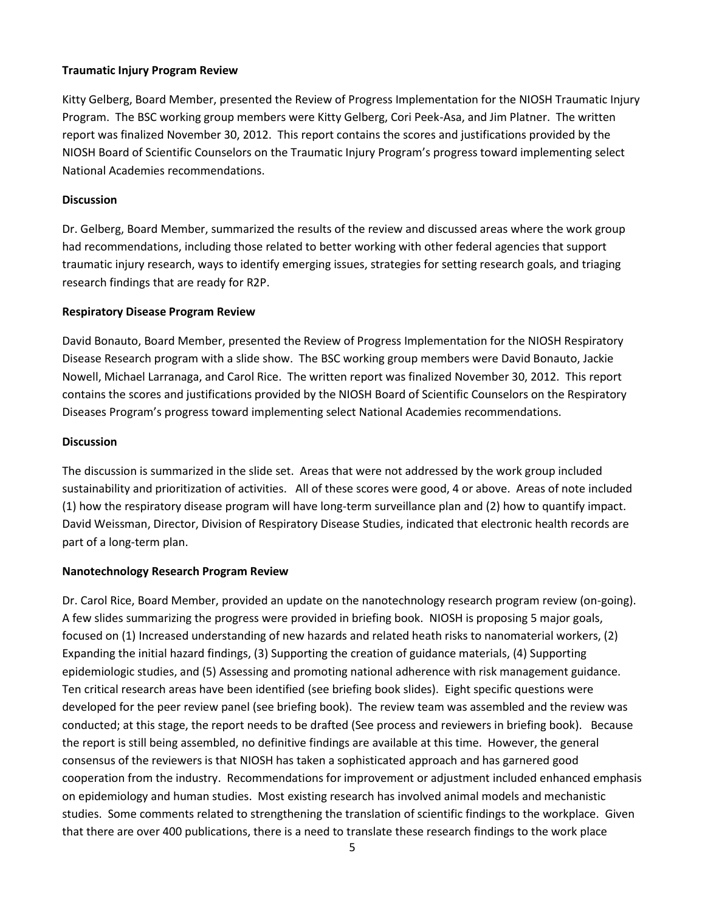**Traumatic Injury Program Review**

Kitty Gelberg, Board Member, presented the Review of Progress Implementation for the NIOSH Traumatic Injury Program. The BSC working group members were Kitty Gelberg, Cori Peek-Asa, and Jim Platner. The written report was finalized November 30, 2012. This report contains the scores and justifications provided by the NIOSH Board of Scientific Counselors on the Traumatic Injury Program's progress toward implementing select National Academies recommendations.

**Discussion**

Dr. Gelberg, Board Member, summarized the results of the review and discussed areas where the work group had recommendations, including those related to better working with other federal agencies that support traumatic injury research, ways to identify emerging issues, strategies for setting research goals, and triaging research findings that are ready for R2P.

**Respiratory Disease Program Review**

David Bonauto, Board Member, presented the Review of Progress Implementation for the NIOSH Respiratory Disease Research program with a slide show. The BSC working group members were David Bonauto, Jackie Nowell, Michael Larranaga, and Carol Rice. The written report was finalized November 30, 2012. This report contains the scores and justifications provided by the NIOSH Board of Scientific Counselors on the Respiratory Diseases Program's progress toward implementing select National Academies recommendations.

**Discussion**

The discussion is summarized in the slide set. Areas that were not addressed by the work group included sustainability and prioritization of activities. All of these scores were good, 4 or above. Areas of note included (1) how the respiratory disease program will have long-term surveillance plan and (2) how to quantify impact. David Weissman, Director, Division of Respiratory Disease Studies, indicated that electronic health records are part of a long-term plan.

**Nanotechnology Research Program Review**

Dr. Carol Rice, Board Member, provided an update on the nanotechnology research program review (on-going). A few slides summarizing the progress were provided in briefing book. NIOSH is proposing 5 major goals, focused on (1) Increased understanding of new hazards and related heath risks to nanomaterial workers, (2) Expanding the initial hazard findings, (3) Supporting the creation of guidance materials, (4) Supporting epidemiologic studies, and (5) Assessing and promoting national adherence with risk management guidance. Ten critical research areas have been identified (see briefing book slides). Eight specific questions were developed for the peer review panel (see briefing book). The review team was assembled and the review was conducted; at this stage, the report needs to be drafted (See process and reviewers in briefing book). Because the report is still being assembled, no definitive findings are available at this time. However, the general consensus of the reviewers is that NIOSH has taken a sophisticated approach and has garnered good cooperation from the industry. Recommendations for improvement or adjustment included enhanced emphasis on epidemiology and human studies. Most existing research has involved animal models and mechanistic studies. Some comments related to strengthening the translation of scientific findings to the workplace. Given that there are over 400 publications, there is a need to translate these research findings to the work place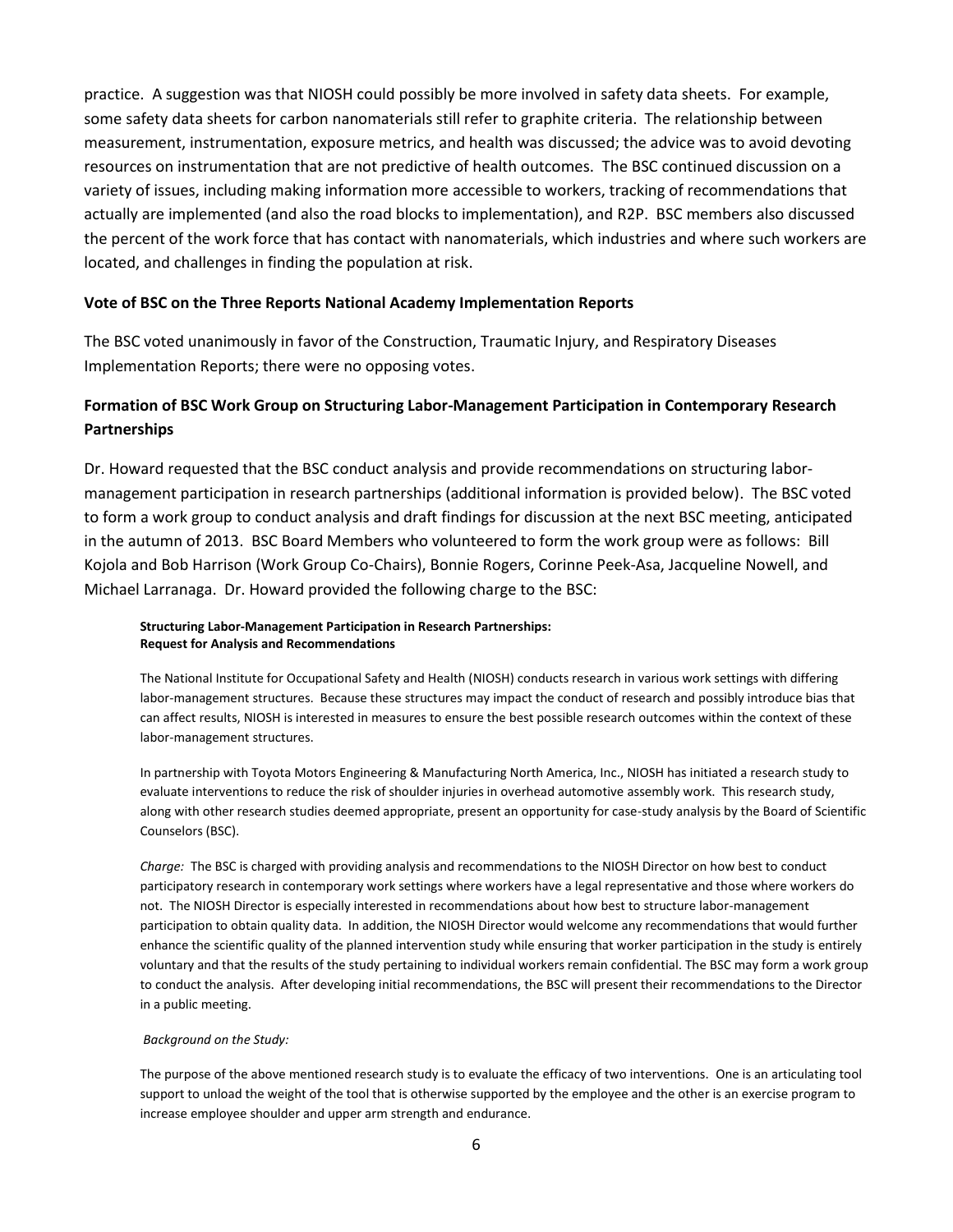practice. A suggestion was that NIOSH could possibly be more involved in safety data sheets. For example, some safety data sheets for carbon nanomaterials still refer to graphite criteria. The relationship between measurement, instrumentation, exposure metrics, and health was discussed; the advice was to avoid devoting resources on instrumentation that are not predictive of health outcomes. The BSC continued discussion on a variety of issues, including making information more accessible to workers, tracking of recommendations that actually are implemented (and also the road blocks to implementation), and R2P. BSC members also discussed the percent of the work force that has contact with nanomaterials, which industries and where such workers are located, and challenges in finding the population at risk.

**Vote of BSC on the Three Reports National Academy Implementation Reports**

The BSC voted unanimously in favor of the Construction, Traumatic Injury, and Respiratory Diseases Implementation Reports; there were no opposing votes.

**Formation of BSC Work Group on Structuring Labor-Management Participation in Contemporary Research Partnerships**

Dr. Howard requested that the BSC conduct analysis and provide recommendations on structuring labor-management participation in research partnerships (additional information is provided below). The BSC voted to form a work group to conduct analysis and draft findings for discussion at the next BSC meeting, anticipated in the autumn of 2013. BSC Board Members who volunteered to form the work group were as follows: Bill Kojola and Bob Harrison (Work Group Co-Chairs), Bonnie Rogers, Corinne Peek-Asa, Jacqueline Nowell, and Michael Larranaga. Dr. Howard provided the following charge to the BSC:

> **Structuring Labor-Management Participation in Research Partnerships:**
> **Request for Analysis and Recommendations**
>
> The National Institute for Occupational Safety and Health (NIOSH) conducts research in various work settings with differing labor-management structures. Because these structures may impact the conduct of research and possibly introduce bias that can affect results, NIOSH is interested in measures to ensure the best possible research outcomes within the context of these labor-management structures.
>
> In partnership with Toyota Motors Engineering & Manufacturing North America, Inc., NIOSH has initiated a research study to evaluate interventions to reduce the risk of shoulder injuries in overhead automotive assembly work. This research study, along with other research studies deemed appropriate, present an opportunity for case-study analysis by the Board of Scientific Counselors (BSC).
>
> *Charge:* The BSC is charged with providing analysis and recommendations to the NIOSH Director on how best to conduct participatory research in contemporary work settings where workers have a legal representative and those where workers do not. The NIOSH Director is especially interested in recommendations about how best to structure labor-management participation to obtain quality data. In addition, the NIOSH Director would welcome any recommendations that would further enhance the scientific quality of the planned intervention study while ensuring that worker participation in the study is entirely voluntary and that the results of the study pertaining to individual workers remain confidential. The BSC may form a work group to conduct the analysis. After developing initial recommendations, the BSC will present their recommendations to the Director in a public meeting.
>
> *Background on the Study:*
>
> The purpose of the above mentioned research study is to evaluate the efficacy of two interventions. One is an articulating tool support to unload the weight of the tool that is otherwise supported by the employee and the other is an exercise program to increase employee shoulder and upper arm strength and endurance.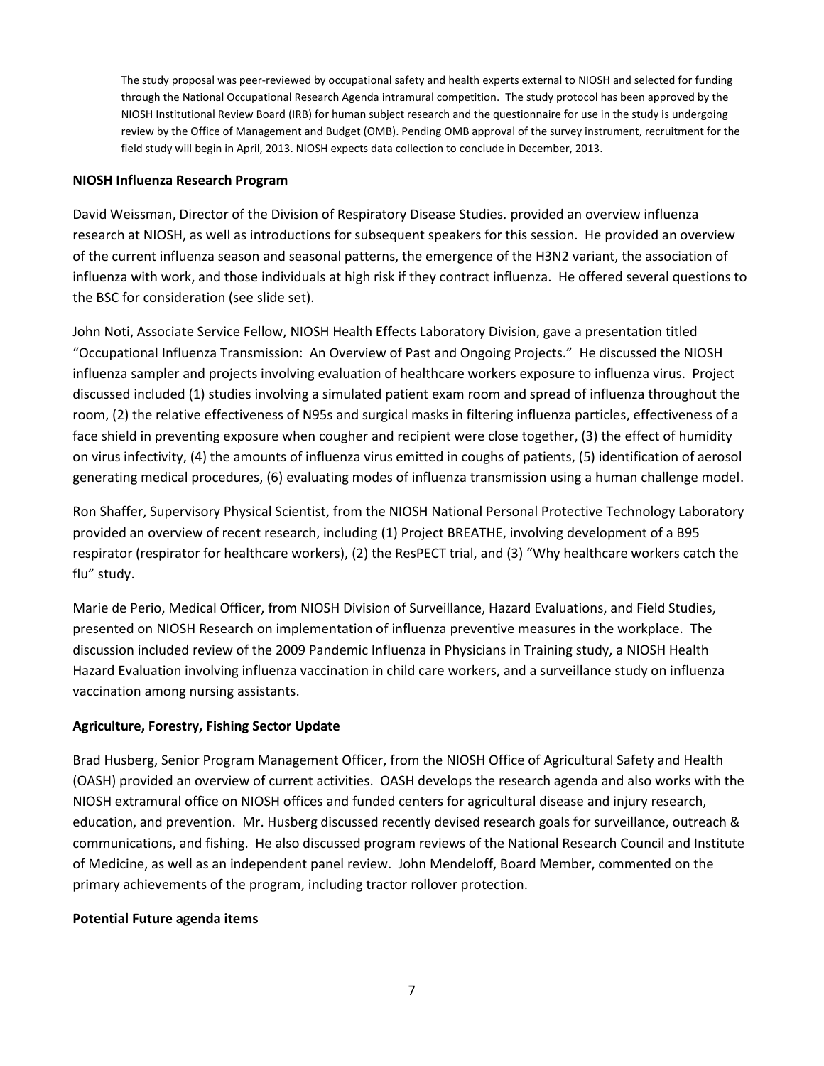The study proposal was peer-reviewed by occupational safety and health experts external to NIOSH and selected for funding through the National Occupational Research Agenda intramural competition. The study protocol has been approved by the NIOSH Institutional Review Board (IRB) for human subject research and the questionnaire for use in the study is undergoing review by the Office of Management and Budget (OMB). Pending OMB approval of the survey instrument, recruitment for the field study will begin in April, 2013. NIOSH expects data collection to conclude in December, 2013.

**NIOSH Influenza Research Program**

David Weissman, Director of the Division of Respiratory Disease Studies. provided an overview influenza research at NIOSH, as well as introductions for subsequent speakers for this session. He provided an overview of the current influenza season and seasonal patterns, the emergence of the H3N2 variant, the association of influenza with work, and those individuals at high risk if they contract influenza. He offered several questions to the BSC for consideration (see slide set).

John Noti, Associate Service Fellow, NIOSH Health Effects Laboratory Division, gave a presentation titled "Occupational Influenza Transmission: An Overview of Past and Ongoing Projects." He discussed the NIOSH influenza sampler and projects involving evaluation of healthcare workers exposure to influenza virus. Project discussed included (1) studies involving a simulated patient exam room and spread of influenza throughout the room, (2) the relative effectiveness of N95s and surgical masks in filtering influenza particles, effectiveness of a face shield in preventing exposure when cougher and recipient were close together, (3) the effect of humidity on virus infectivity, (4) the amounts of influenza virus emitted in coughs of patients, (5) identification of aerosol generating medical procedures, (6) evaluating modes of influenza transmission using a human challenge model.

Ron Shaffer, Supervisory Physical Scientist, from the NIOSH National Personal Protective Technology Laboratory provided an overview of recent research, including (1) Project BREATHE, involving development of a B95 respirator (respirator for healthcare workers), (2) the ResPECT trial, and (3) "Why healthcare workers catch the flu" study.

Marie de Perio, Medical Officer, from NIOSH Division of Surveillance, Hazard Evaluations, and Field Studies, presented on NIOSH Research on implementation of influenza preventive measures in the workplace. The discussion included review of the 2009 Pandemic Influenza in Physicians in Training study, a NIOSH Health Hazard Evaluation involving influenza vaccination in child care workers, and a surveillance study on influenza vaccination among nursing assistants.

**Agriculture, Forestry, Fishing Sector Update**

Brad Husberg, Senior Program Management Officer, from the NIOSH Office of Agricultural Safety and Health (OASH) provided an overview of current activities. OASH develops the research agenda and also works with the NIOSH extramural office on NIOSH offices and funded centers for agricultural disease and injury research, education, and prevention. Mr. Husberg discussed recently devised research goals for surveillance, outreach & communications, and fishing. He also discussed program reviews of the National Research Council and Institute of Medicine, as well as an independent panel review. John Mendeloff, Board Member, commented on the primary achievements of the program, including tractor rollover protection.

**Potential Future agenda items**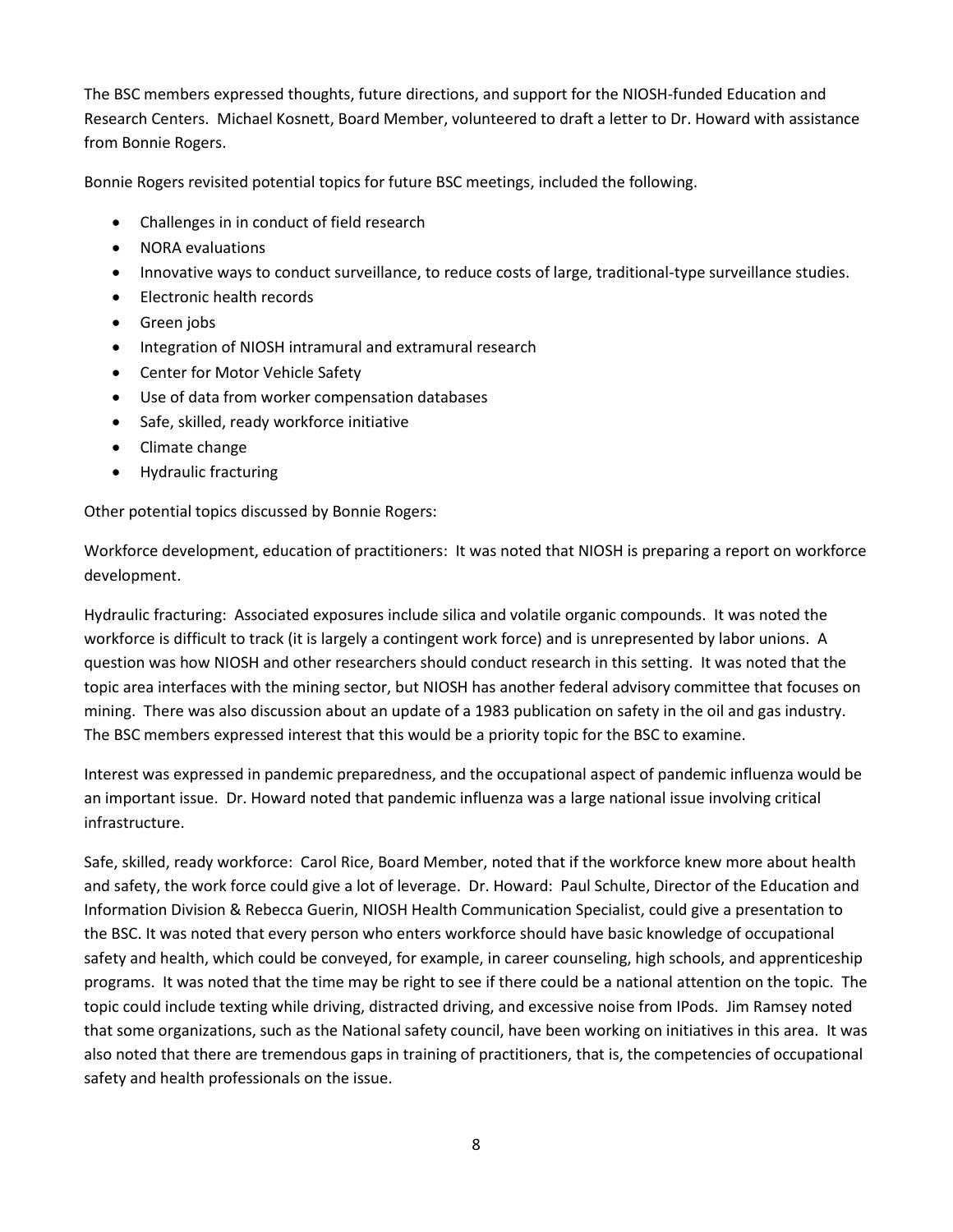The BSC members expressed thoughts, future directions, and support for the NIOSH-funded Education and Research Centers. Michael Kosnett, Board Member, volunteered to draft a letter to Dr. Howard with assistance from Bonnie Rogers.

Bonnie Rogers revisited potential topics for future BSC meetings, included the following.

- Challenges in in conduct of field research
- NORA evaluations
- Innovative ways to conduct surveillance, to reduce costs of large, traditional-type surveillance studies.
- Electronic health records
- Green jobs
- Integration of NIOSH intramural and extramural research
- Center for Motor Vehicle Safety
- Use of data from worker compensation databases
- Safe, skilled, ready workforce initiative
- Climate change
- Hydraulic fracturing

Other potential topics discussed by Bonnie Rogers:

Workforce development, education of practitioners: It was noted that NIOSH is preparing a report on workforce development.

Hydraulic fracturing: Associated exposures include silica and volatile organic compounds. It was noted the workforce is difficult to track (it is largely a contingent work force) and is unrepresented by labor unions. A question was how NIOSH and other researchers should conduct research in this setting. It was noted that the topic area interfaces with the mining sector, but NIOSH has another federal advisory committee that focuses on mining. There was also discussion about an update of a 1983 publication on safety in the oil and gas industry. The BSC members expressed interest that this would be a priority topic for the BSC to examine.

Interest was expressed in pandemic preparedness, and the occupational aspect of pandemic influenza would be an important issue. Dr. Howard noted that pandemic influenza was a large national issue involving critical infrastructure.

Safe, skilled, ready workforce: Carol Rice, Board Member, noted that if the workforce knew more about health and safety, the work force could give a lot of leverage. Dr. Howard: Paul Schulte, Director of the Education and Information Division & Rebecca Guerin, NIOSH Health Communication Specialist, could give a presentation to the BSC. It was noted that every person who enters workforce should have basic knowledge of occupational safety and health, which could be conveyed, for example, in career counseling, high schools, and apprenticeship programs. It was noted that the time may be right to see if there could be a national attention on the topic. The topic could include texting while driving, distracted driving, and excessive noise from IPods. Jim Ramsey noted that some organizations, such as the National safety council, have been working on initiatives in this area. It was also noted that there are tremendous gaps in training of practitioners, that is, the competencies of occupational safety and health professionals on the issue.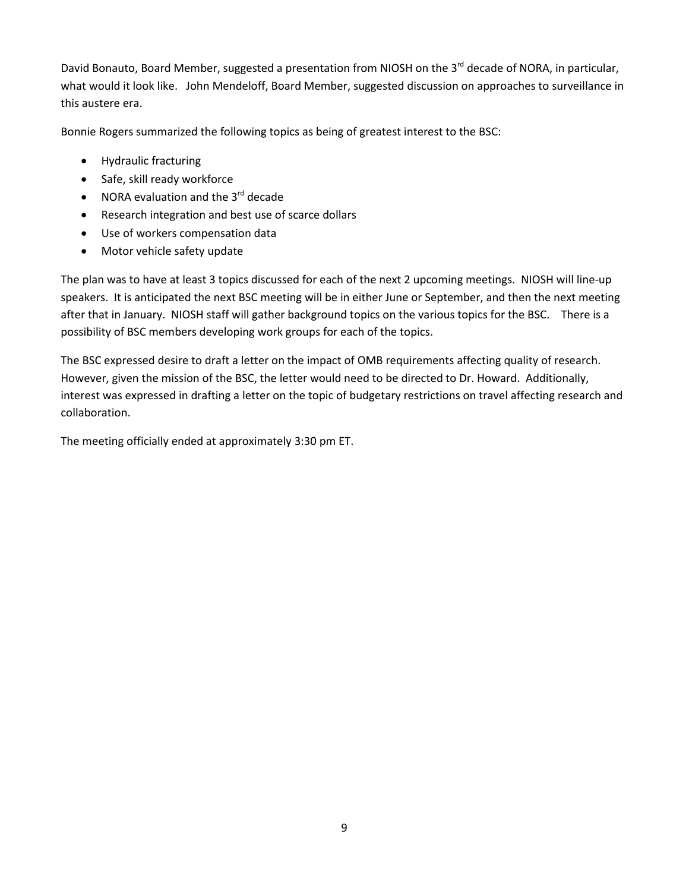David Bonauto, Board Member, suggested a presentation from NIOSH on the 3rd decade of NORA, in particular, what would it look like. John Mendeloff, Board Member, suggested discussion on approaches to surveillance in this austere era.

Bonnie Rogers summarized the following topics as being of greatest interest to the BSC:

- Hydraulic fracturing
- Safe, skill ready workforce
- NORA evaluation and the 3rd decade
- Research integration and best use of scarce dollars
- Use of workers compensation data
- Motor vehicle safety update

The plan was to have at least 3 topics discussed for each of the next 2 upcoming meetings. NIOSH will line-up speakers. It is anticipated the next BSC meeting will be in either June or September, and then the next meeting after that in January. NIOSH staff will gather background topics on the various topics for the BSC. There is a possibility of BSC members developing work groups for each of the topics.

The BSC expressed desire to draft a letter on the impact of OMB requirements affecting quality of research. However, given the mission of the BSC, the letter would need to be directed to Dr. Howard. Additionally, interest was expressed in drafting a letter on the topic of budgetary restrictions on travel affecting research and collaboration.

The meeting officially ended at approximately 3:30 pm ET.